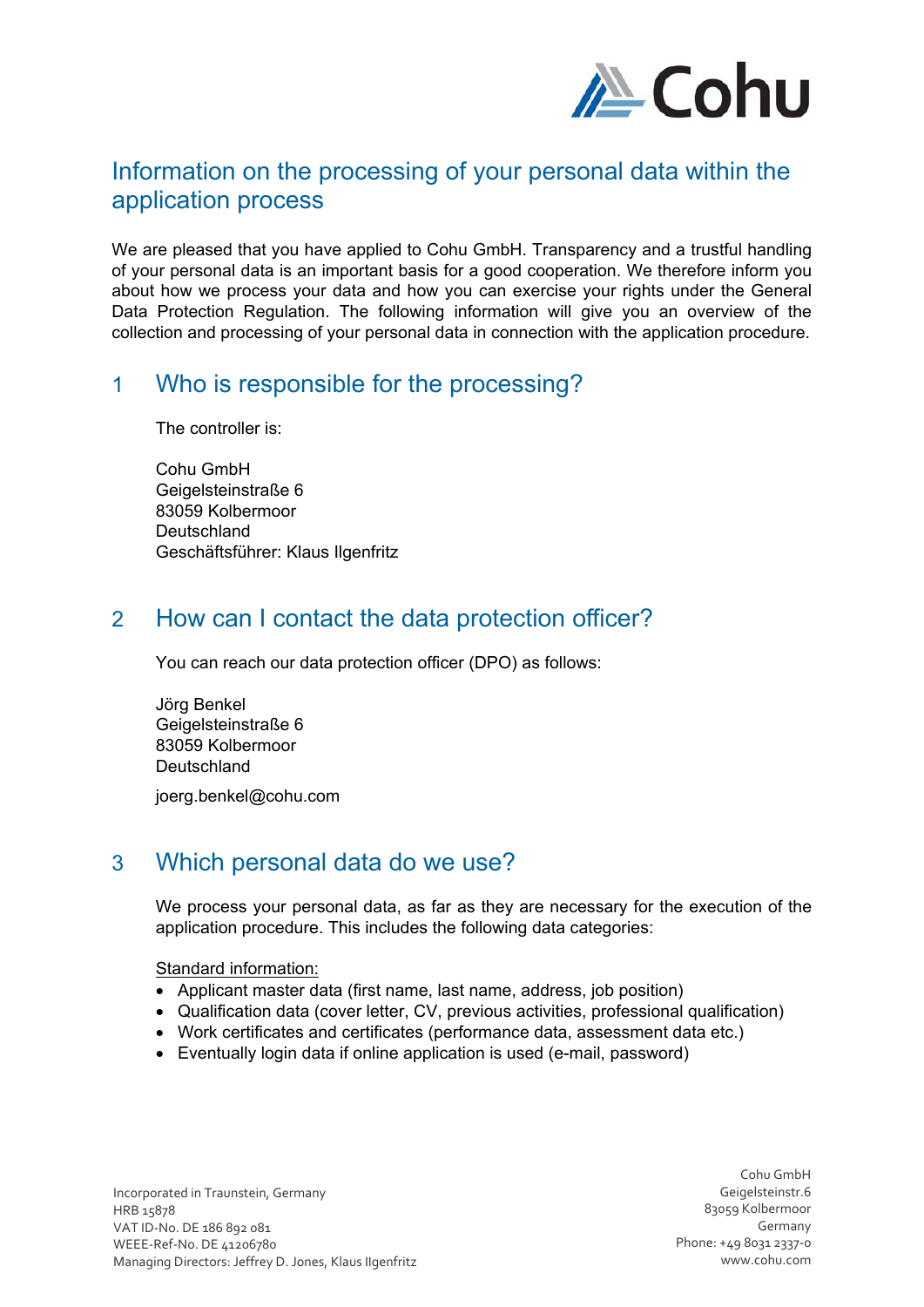# Information on the processing of your personal data within the application process

We are pleased that you have applied to Cohu GmbH. Transparency and a trustful handling of your personal data is an important basis for a good cooperation. We therefore inform you about how we process your data and how you can exercise your rights under the General Data Protection Regulation. The following information will give you an overview of the collection and processing of your personal data in connection with the application procedure.

## 1 Who is responsible for the processing?

The controller is:

Cohu GmbH
Geigelsteinstraße 6
83059 Kolbermoor
Deutschland
Geschäftsführer: Klaus Ilgenfritz

## 2 How can I contact the data protection officer?

You can reach our data protection officer (DPO) as follows:

Jörg Benkel
Geigelsteinstraße 6
83059 Kolbermoor
Deutschland

joerg.benkel@cohu.com

## 3 Which personal data do we use?

We process your personal data, as far as they are necessary for the execution of the application procedure. This includes the following data categories:

<u>Standard information:</u>

- Applicant master data (first name, last name, address, job position)
- Qualification data (cover letter, CV, previous activities, professional qualification)
- Work certificates and certificates (performance data, assessment data etc.)
- Eventually login data if online application is used (e-mail, password)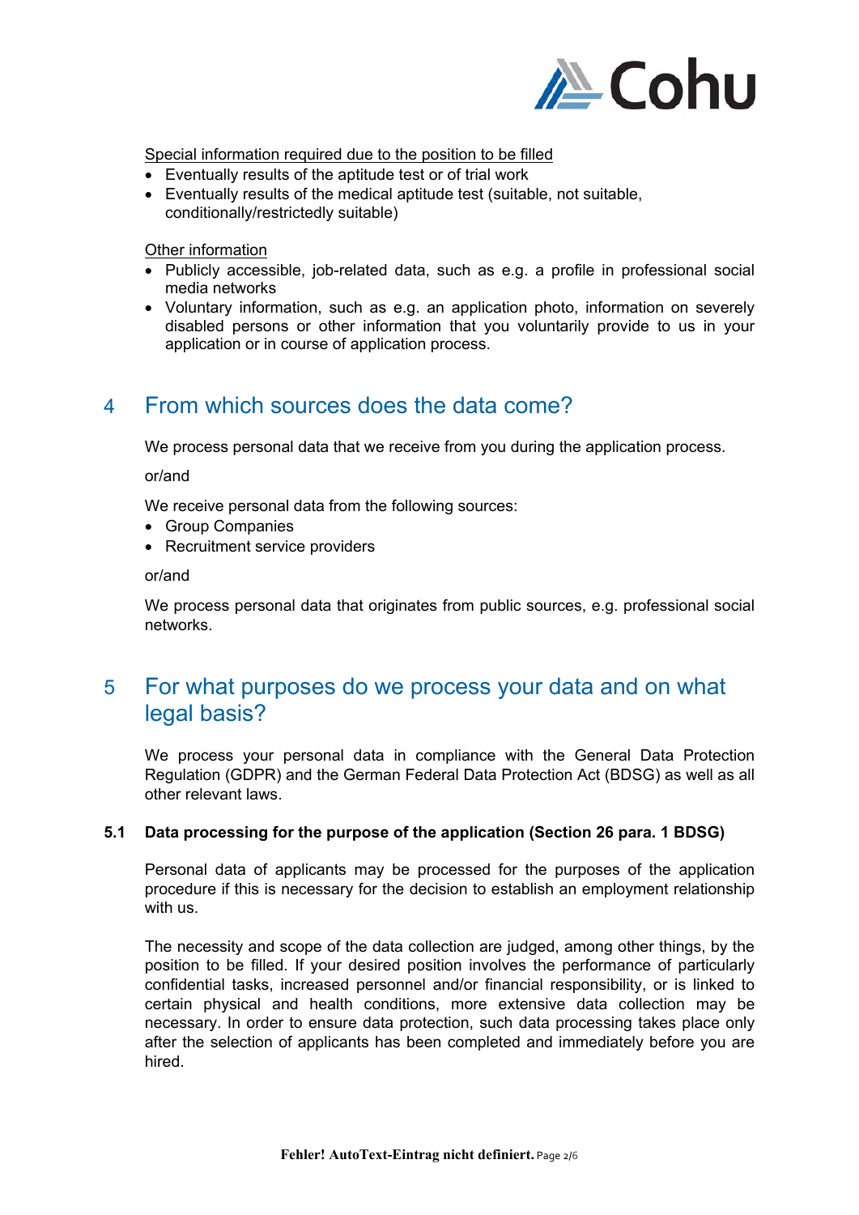Special information required due to the position to be filled

- Eventually results of the aptitude test or of trial work
- Eventually results of the medical aptitude test (suitable, not suitable, conditionally/restrictedly suitable)

Other information

- Publicly accessible, job-related data, such as e.g. a profile in professional social media networks
- Voluntary information, such as e.g. an application photo, information on severely disabled persons or other information that you voluntarily provide to us in your application or in course of application process.

## 4 From which sources does the data come?

We process personal data that we receive from you during the application process.

or/and

We receive personal data from the following sources:

- Group Companies
- Recruitment service providers

or/and

We process personal data that originates from public sources, e.g. professional social networks.

## 5 For what purposes do we process your data and on what legal basis?

We process your personal data in compliance with the General Data Protection Regulation (GDPR) and the German Federal Data Protection Act (BDSG) as well as all other relevant laws.

### 5.1 Data processing for the purpose of the application (Section 26 para. 1 BDSG)

Personal data of applicants may be processed for the purposes of the application procedure if this is necessary for the decision to establish an employment relationship with us.

The necessity and scope of the data collection are judged, among other things, by the position to be filled. If your desired position involves the performance of particularly confidential tasks, increased personnel and/or financial responsibility, or is linked to certain physical and health conditions, more extensive data collection may be necessary. In order to ensure data protection, such data processing takes place only after the selection of applicants has been completed and immediately before you are hired.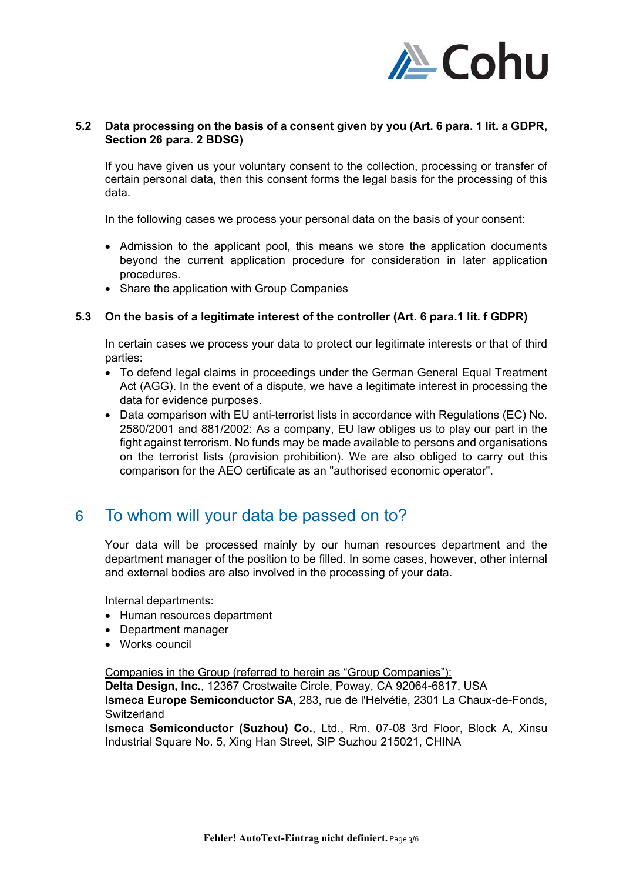### 5.2 Data processing on the basis of a consent given by you (Art. 6 para. 1 lit. a GDPR, Section 26 para. 2 BDSG)

If you have given us your voluntary consent to the collection, processing or transfer of certain personal data, then this consent forms the legal basis for the processing of this data.

In the following cases we process your personal data on the basis of your consent:

- Admission to the applicant pool, this means we store the application documents beyond the current application procedure for consideration in later application procedures.
- Share the application with Group Companies

### 5.3 On the basis of a legitimate interest of the controller (Art. 6 para.1 lit. f GDPR)

In certain cases we process your data to protect our legitimate interests or that of third parties:

- To defend legal claims in proceedings under the German General Equal Treatment Act (AGG). In the event of a dispute, we have a legitimate interest in processing the data for evidence purposes.
- Data comparison with EU anti-terrorist lists in accordance with Regulations (EC) No. 2580/2001 and 881/2002: As a company, EU law obliges us to play our part in the fight against terrorism. No funds may be made available to persons and organisations on the terrorist lists (provision prohibition). We are also obliged to carry out this comparison for the AEO certificate as an "authorised economic operator".

## 6 To whom will your data be passed on to?

Your data will be processed mainly by our human resources department and the department manager of the position to be filled. In some cases, however, other internal and external bodies are also involved in the processing of your data.

Internal departments:

- Human resources department
- Department manager
- Works council

Companies in the Group (referred to herein as "Group Companies"):

**Delta Design, Inc.**, 12367 Crostwaite Circle, Poway, CA 92064-6817, USA

**Ismeca Europe Semiconductor SA**, 283, rue de l'Helvétie, 2301 La Chaux-de-Fonds, Switzerland

**Ismeca Semiconductor (Suzhou) Co.**, Ltd., Rm. 07-08 3rd Floor, Block A, Xinsu Industrial Square No. 5, Xing Han Street, SIP Suzhou 215021, CHINA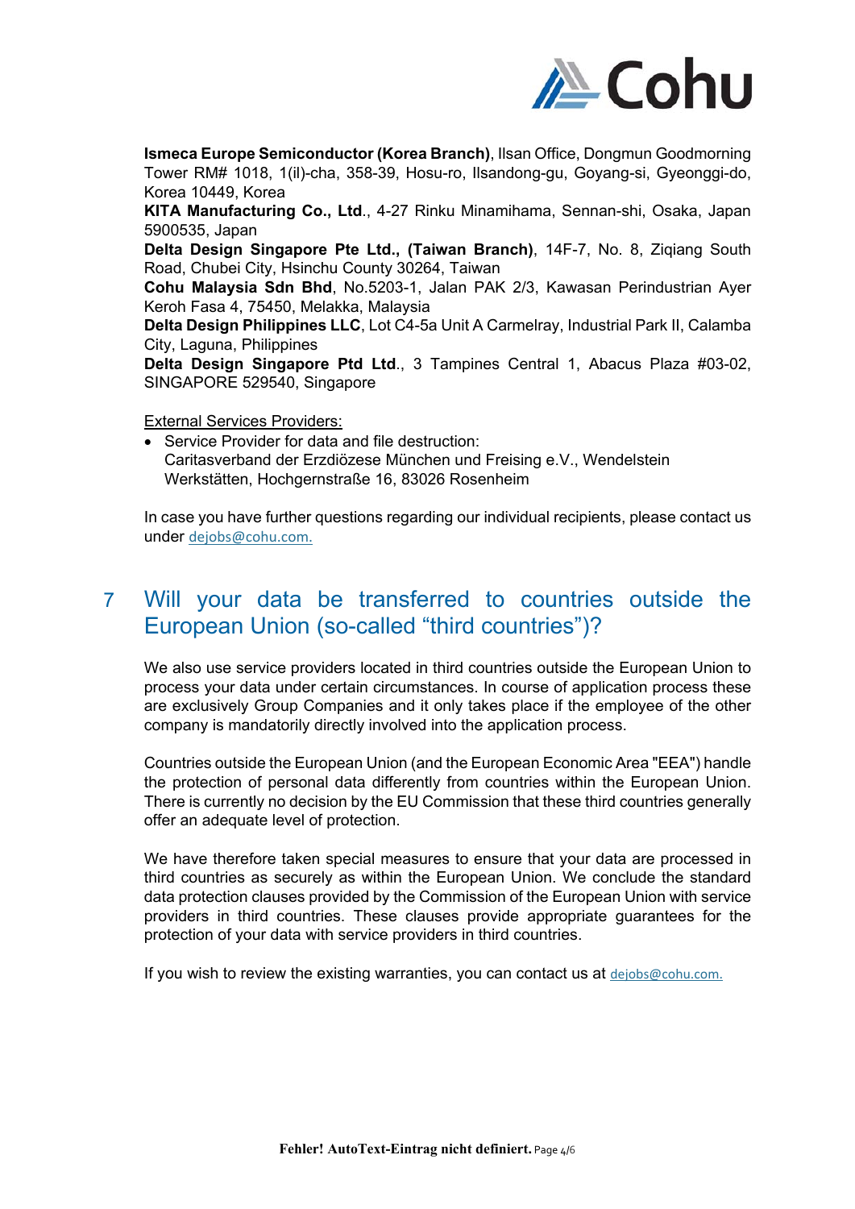**Ismeca Europe Semiconductor (Korea Branch)**, Ilsan Office, Dongmun Goodmorning Tower RM# 1018, 1(il)-cha, 358-39, Hosu-ro, Ilsandong-gu, Goyang-si, Gyeonggi-do, Korea 10449, Korea

**KITA Manufacturing Co., Ltd**., 4-27 Rinku Minamihama, Sennan-shi, Osaka, Japan 5900535, Japan

**Delta Design Singapore Pte Ltd., (Taiwan Branch)**, 14F-7, No. 8, Ziqiang South Road, Chubei City, Hsinchu County 30264, Taiwan

**Cohu Malaysia Sdn Bhd**, No.5203-1, Jalan PAK 2/3, Kawasan Perindustrian Ayer Keroh Fasa 4, 75450, Melakka, Malaysia

**Delta Design Philippines LLC**, Lot C4-5a Unit A Carmelray, Industrial Park II, Calamba City, Laguna, Philippines

**Delta Design Singapore Ptd Ltd**., 3 Tampines Central 1, Abacus Plaza #03-02, SINGAPORE 529540, Singapore

External Services Providers:

- Service Provider for data and file destruction:
  Caritasverband der Erzdiözese München und Freising e.V., Wendelstein Werkstätten, Hochgernstraße 16, 83026 Rosenheim

In case you have further questions regarding our individual recipients, please contact us under dejobs@cohu.com.

# 7 Will your data be transferred to countries outside the European Union (so-called "third countries")?

We also use service providers located in third countries outside the European Union to process your data under certain circumstances. In course of application process these are exclusively Group Companies and it only takes place if the employee of the other company is mandatorily directly involved into the application process.

Countries outside the European Union (and the European Economic Area "EEA") handle the protection of personal data differently from countries within the European Union. There is currently no decision by the EU Commission that these third countries generally offer an adequate level of protection.

We have therefore taken special measures to ensure that your data are processed in third countries as securely as within the European Union. We conclude the standard data protection clauses provided by the Commission of the European Union with service providers in third countries. These clauses provide appropriate guarantees for the protection of your data with service providers in third countries.

If you wish to review the existing warranties, you can contact us at dejobs@cohu.com.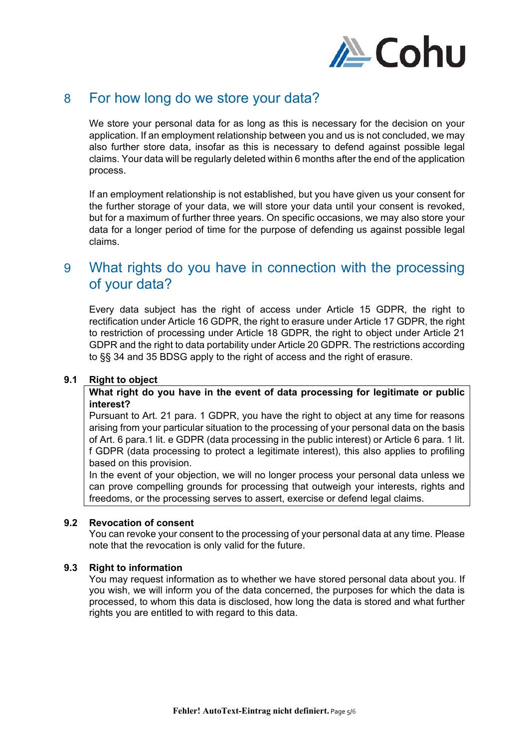# 8 For how long do we store your data?

We store your personal data for as long as this is necessary for the decision on your application. If an employment relationship between you and us is not concluded, we may also further store data, insofar as this is necessary to defend against possible legal claims. Your data will be regularly deleted within 6 months after the end of the application process.

If an employment relationship is not established, but you have given us your consent for the further storage of your data, we will store your data until your consent is revoked, but for a maximum of further three years. On specific occasions, we may also store your data for a longer period of time for the purpose of defending us against possible legal claims.

# 9 What rights do you have in connection with the processing of your data?

Every data subject has the right of access under Article 15 GDPR, the right to rectification under Article 16 GDPR, the right to erasure under Article 17 GDPR, the right to restriction of processing under Article 18 GDPR, the right to object under Article 21 GDPR and the right to data portability under Article 20 GDPR. The restrictions according to §§ 34 and 35 BDSG apply to the right of access and the right of erasure.

## 9.1 Right to object

**What right do you have in the event of data processing for legitimate or public interest?**

Pursuant to Art. 21 para. 1 GDPR, you have the right to object at any time for reasons arising from your particular situation to the processing of your personal data on the basis of Art. 6 para.1 lit. e GDPR (data processing in the public interest) or Article 6 para. 1 lit. f GDPR (data processing to protect a legitimate interest), this also applies to profiling based on this provision.

In the event of your objection, we will no longer process your personal data unless we can prove compelling grounds for processing that outweigh your interests, rights and freedoms, or the processing serves to assert, exercise or defend legal claims.

## 9.2 Revocation of consent

You can revoke your consent to the processing of your personal data at any time. Please note that the revocation is only valid for the future.

## 9.3 Right to information

You may request information as to whether we have stored personal data about you. If you wish, we will inform you of the data concerned, the purposes for which the data is processed, to whom this data is disclosed, how long the data is stored and what further rights you are entitled to with regard to this data.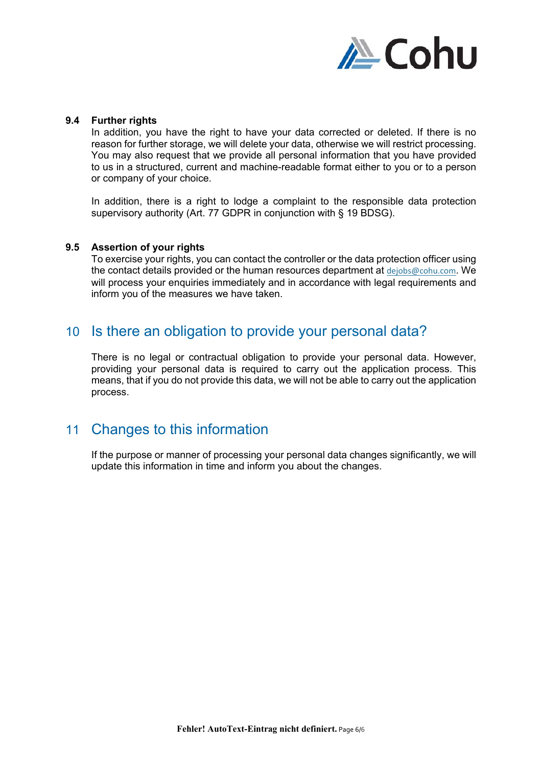### 9.4 Further rights

In addition, you have the right to have your data corrected or deleted. If there is no reason for further storage, we will delete your data, otherwise we will restrict processing. You may also request that we provide all personal information that you have provided to us in a structured, current and machine-readable format either to you or to a person or company of your choice.

In addition, there is a right to lodge a complaint to the responsible data protection supervisory authority (Art. 77 GDPR in conjunction with § 19 BDSG).

### 9.5 Assertion of your rights

To exercise your rights, you can contact the controller or the data protection officer using the contact details provided or the human resources department at dejobs@cohu.com. We will process your enquiries immediately and in accordance with legal requirements and inform you of the measures we have taken.

## 10 Is there an obligation to provide your personal data?

There is no legal or contractual obligation to provide your personal data. However, providing your personal data is required to carry out the application process. This means, that if you do not provide this data, we will not be able to carry out the application process.

## 11 Changes to this information

If the purpose or manner of processing your personal data changes significantly, we will update this information in time and inform you about the changes.